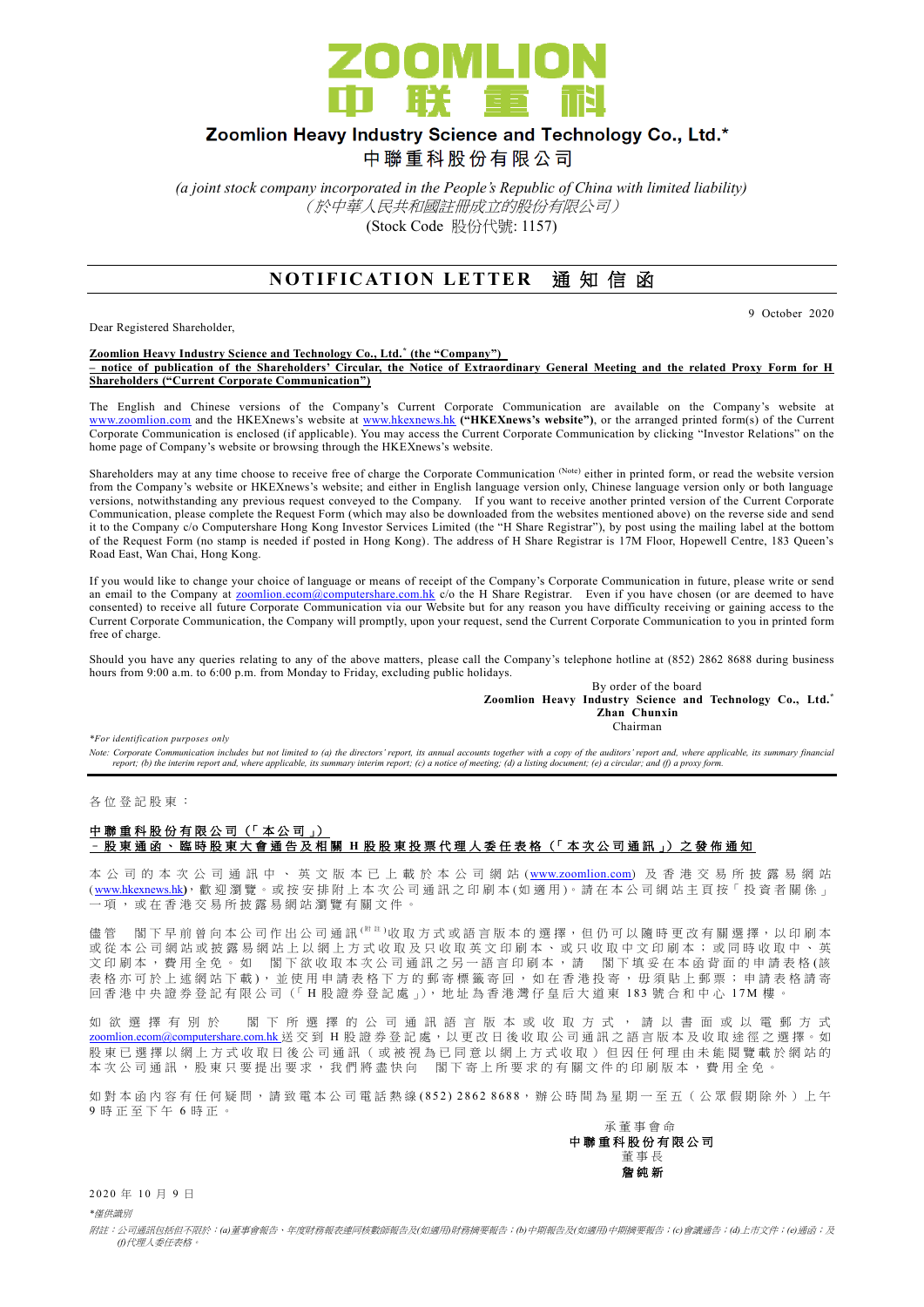# ZOOMLION
# 中 联 重 科

## Zoomlion Heavy Industry Science and Technology Co., Ltd.*
## 中聯重科股份有限公司

*(a joint stock company incorporated in the People's Republic of China with limited liability)*
*（於中華人民共和國註冊成立的股份有限公司）*
(Stock Code 股份代號: 1157)

## NOTIFICATION LETTER 通知信函

9 October 2020

Dear Registered Shareholder,

**Zoomlion Heavy Industry Science and Technology Co., Ltd.* (the "Company")**
**– notice of publication of the Shareholders' Circular, the Notice of Extraordinary General Meeting and the related Proxy Form for H Shareholders ("Current Corporate Communication")**

The English and Chinese versions of the Company's Current Corporate Communication are available on the Company's website at www.zoomlion.com and the HKExnews's website at www.hkexnews.hk **("HKExnews's website")**, or the arranged printed form(s) of the Current Corporate Communication is enclosed (if applicable). You may access the Current Corporate Communication by clicking "Investor Relations" on the home page of Company's website or browsing through the HKExnews's website.

Shareholders may at any time choose to receive free of charge the Corporate Communication (Note) either in printed form, or read the website version from the Company's website or HKExnews's website; and either in English language version only, Chinese language version only or both language versions, notwithstanding any previous request conveyed to the Company. If you want to receive another printed version of the Current Corporate Communication, please complete the Request Form (which may also be downloaded from the websites mentioned above) on the reverse side and send it to the Company c/o Computershare Hong Kong Investor Services Limited (the "H Share Registrar"), by post using the mailing label at the bottom of the Request Form (no stamp is needed if posted in Hong Kong). The address of H Share Registrar is 17M Floor, Hopewell Centre, 183 Queen's Road East, Wan Chai, Hong Kong.

If you would like to change your choice of language or means of receipt of the Company's Corporate Communication in future, please write or send an email to the Company at zoomlion.ecom@computershare.com.hk c/o the H Share Registrar. Even if you have chosen (or are deemed to have consented) to receive all future Corporate Communication via our Website but for any reason you have difficulty receiving or gaining access to the Current Corporate Communication, the Company will promptly, upon your request, send the Current Corporate Communication to you in printed form free of charge.

Should you have any queries relating to any of the above matters, please call the Company's telephone hotline at (852) 2862 8688 during business hours from 9:00 a.m. to 6:00 p.m. from Monday to Friday, excluding public holidays.

By order of the board
**Zoomlion Heavy Industry Science and Technology Co., Ltd.***
**Zhan Chunxin**
Chairman

*\*For identification purposes only*

*Note: Corporate Communication includes but not limited to (a) the directors' report, its annual accounts together with a copy of the auditors' report and, where applicable, its summary financial report; (b) the interim report and, where applicable, its summary interim report; (c) a notice of meeting; (d) a listing document; (e) a circular; and (f) a proxy form.*

---

各位登記股東：

**中聯重科股份有限公司（「本公司」）**
**－股東通函、臨時股東大會通告及相關 H 股股東投票代理人委任表格（「本次公司通訊」）之發佈通知**

本公司的本次公司通訊中、英文版本已上載於本公司網站 (www.zoomlion.com) 及香港交易所披露易網站 (www.hkexnews.hk)，歡迎瀏覽。或按安排附上本次公司通訊之印刷本(如適用)。請在本公司網站主頁按「投資者關係」一項，或在香港交易所披露易網站瀏覽有關文件。

儘管 閣下早前曾向本公司作出公司通訊(附註)收取方式或語言版本的選擇，但仍可以隨時更改有關選擇，以印刷本或從本公司網站或披露易網站上以網上方式收取及只收取英文印刷本、或只收取中文印刷本；或同時收取中、英文印刷本，費用全免。如 閣下欲收取本次公司通訊之另一語言印刷本，請 閣下填妥在本函背面的申請表格(該表格亦可於上述網站下載)，並使用申請表格下方的郵寄標籤寄回，如在香港投寄，毋須貼上郵票；申請表格請寄回香港中央證券登記有限公司（「H 股證券登記處」），地址為香港灣仔皇后大道東 183 號合和中心 17M 樓。

如欲選擇有別於 閣下所選擇的公司通訊語言版本或收取方式，請以書面或以電郵方式 zoomlion.ecom@computershare.com.hk 送交到 H 股證券登記處，以更改日後收取公司通訊之語言版本及收取途徑之選擇。如股東已選擇以網上方式收取日後公司通訊（或被視為已同意以網上方式收取）但因任何理由未能閱覽載於網站的本次公司通訊，股東只要提出要求，我們將盡快向 閣下寄上所要求的有關文件的印刷版本，費用全免。

如對本函內容有任何疑問，請致電本公司電話熱線(852) 2862 8688，辦公時間為星期一至五（公眾假期除外）上午 9 時正至下午 6 時正。

承董事會命
**中聯重科股份有限公司**
董事長
**詹純新**

2020 年 10 月 9 日

*\*僅供識別*

*附註：公司通訊包括但不限於：(a)董事會報告、年度財務報表連同核數師報告及(如適用)財務摘要報告；(b)中期報告及(如適用)中期摘要報告；(c)會議通告；(d)上市文件；(e)通函；及(f)代理人委任表格。*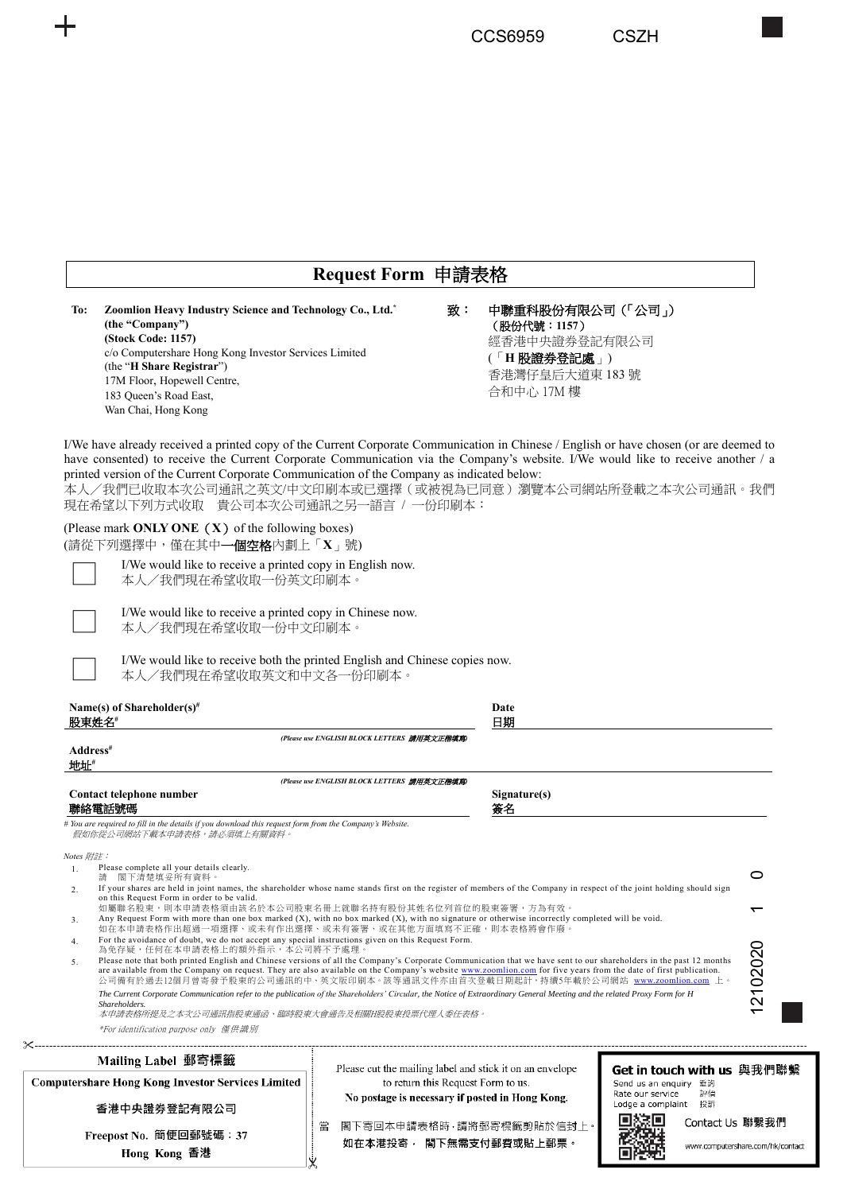CCS6959 CSZH

# Request Form 申請表格

**To: Zoomlion Heavy Industry Science and Technology Co., Ltd.*** 
**(the "Company")** 
**(Stock Code: 1157)** 
c/o Computershare Hong Kong Investor Services Limited 
(the "**H Share Registrar**") 
17M Floor, Hopewell Centre, 
183 Queen's Road East, 
Wan Chai, Hong Kong

**致： 中聯重科股份有限公司（「公司」）** 
**（股份代號：1157）** 
經香港中央證券登記有限公司 
（「**H 股證券登記處**」） 
香港灣仔皇后大道東 183 號 
合和中心 17M 樓

I/We have already received a printed copy of the Current Corporate Communication in Chinese / English or have chosen (or are deemed to have consented) to receive the Current Corporate Communication via the Company's website. I/We would like to receive another / a printed version of the Current Corporate Communication of the Company as indicated below:

本人╱我們已收取本次公司通訊之英文/中文印刷本或已選擇（或被視為已同意）瀏覽本公司網站所登載之本次公司通訊。我們現在希望以下列方式收取 貴公司本次公司通訊之另一語言 / 一份印刷本：

(Please mark **ONLY ONE** (**X**) of the following boxes) 
(請從下列選擇中，僅在其中**一個空格**內劃上「**X**」號)

☐ I/We would like to receive a printed copy in English now. 
本人╱我們現在希望收取一份英文印刷本。

☐ I/We would like to receive a printed copy in Chinese now. 
本人╱我們現在希望收取一份中文印刷本。

☐ I/We would like to receive both the printed English and Chinese copies now. 
本人╱我們現在希望收取英文和中文各一份印刷本。

**Name(s) of Shareholder(s)#** 
**股東姓名#** ______________________ *(Please use ENGLISH BLOCK LETTERS 請用英文正楷填寫)*

**Date** 
**日期** ______________________

**Address#** 
**地址#** ______________________ *(Please use ENGLISH BLOCK LETTERS 請用英文正楷填寫)*

**Contact telephone number** 
**聯絡電話號碼** ______________________

**Signature(s)** 
**簽名** ______________________

*# You are required to fill in the details if you download this request form from the Company's Website.* 
*假如你從公司網站下載本申請表，請必須填上有關資料。*

*Notes 附註：*

1. Please complete all your details clearly. 
請 閣下清楚填妥所有資料。
2. If your shares are held in joint names, the shareholder whose name stands first on the register of members of the Company in respect of the joint holding should sign on this Request Form in order to be valid. 
如屬聯名股東，則本申請表格須由該名於本公司股東名冊上就聯名持有股份其姓名位列首位的股東簽署，方為有效。
3. Any Request Form with more than one box marked (X), with no box marked (X), with no signature or otherwise incorrectly completed will be void. 
如在本申請表格作出超過一項選擇、或未有作出選擇、或未有簽署、或在其他方面填寫不正確，則本表格將會作廢。
4. For the avoidance of doubt, we do not accept any special instructions given on this Request Form. 
為免存疑，任何在本申請表格上的額外指示，本公司將不予處理。
5. Please note that both printed English and Chinese versions of all the Company's Corporate Communication that we have sent to our shareholders in the past 12 months are available from the Company on request. They are also available on the Company's website www.zoomlion.com for five years from the date of first publication. 
公司備有於過去12個月曾寄發予股東的公司通訊的中、英文版印刷本。該等通訊文件亦由首次登載日期起計，持續5年載於公司網站 www.zoomlion.com 上。

*The Current Corporate Communication refer to the publication of the Shareholders' Circular, the Notice of Extraordinary General Meeting and the related Proxy Form for H Shareholders.* 
*本申請表格所提及之本次公司通訊指股東通函、臨時股東大會通告及相關H股股東投票代理人委任表格。*

*\*For identification purpose only 僅供識別*

12102020 1 0

---

**Mailing Label 郵寄標籤** 
**Computershare Hong Kong Investor Services Limited** 
**香港中央證券登記有限公司** 
**Freepost No. 簡便回郵號碼：37** 
**Hong Kong 香港**

Please cut the mailing label and stick it on an envelope to return this Request Form to us. 
**No postage is necessary if posted in Hong Kong.** 
當 閣下寄回本申請表格時，請將郵寄標籤剪貼於信封上。 
**如在本港投寄， 閣下無需支付郵費或貼上郵票。**

**Get in touch with us 與我們聯繫** 
Send us an enquiry 查詢 
Rate our service 評價 
Lodge a complaint 投訴 
Contact Us 聯繫我們 
www.computershare.com/hk/contact